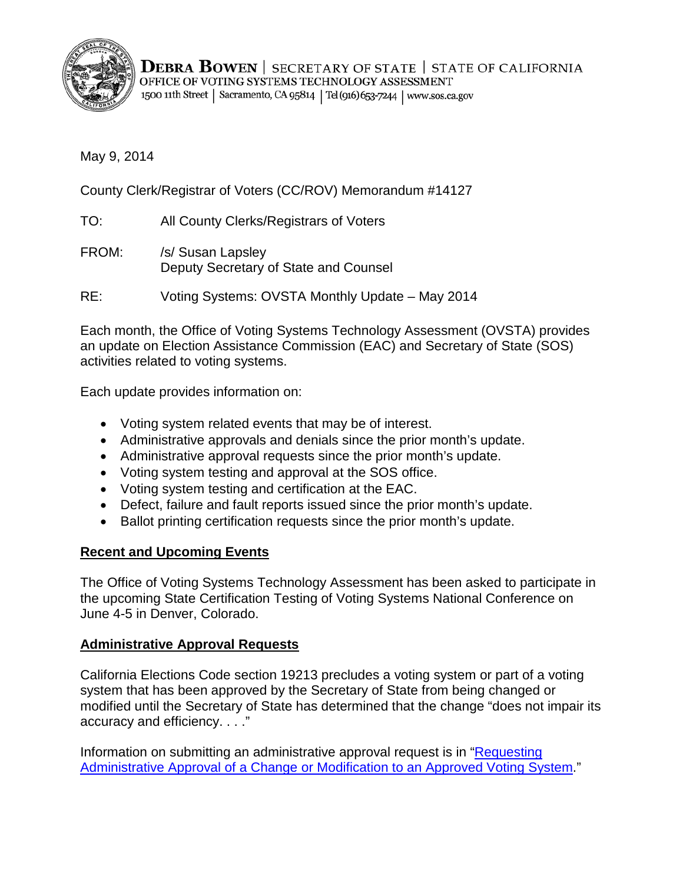**DEBRA BOWEN** | SECRETARY OF STATE | STATE OF CALIFORNIA
OFFICE OF VOTING SYSTEMS TECHNOLOGY ASSESSMENT
1500 11th Street | Sacramento, CA 95814 | Tel (916) 653-7244 | www.sos.ca.gov

May 9, 2014

County Clerk/Registrar of Voters (CC/ROV) Memorandum #14127

TO: All County Clerks/Registrars of Voters

FROM: /s/ Susan Lapsley
Deputy Secretary of State and Counsel

RE: Voting Systems: OVSTA Monthly Update – May 2014

Each month, the Office of Voting Systems Technology Assessment (OVSTA) provides an update on Election Assistance Commission (EAC) and Secretary of State (SOS) activities related to voting systems.

Each update provides information on:

- Voting system related events that may be of interest.
- Administrative approvals and denials since the prior month's update.
- Administrative approval requests since the prior month's update.
- Voting system testing and approval at the SOS office.
- Voting system testing and certification at the EAC.
- Defect, failure and fault reports issued since the prior month's update.
- Ballot printing certification requests since the prior month's update.

## Recent and Upcoming Events

The Office of Voting Systems Technology Assessment has been asked to participate in the upcoming State Certification Testing of Voting Systems National Conference on June 4-5 in Denver, Colorado.

## Administrative Approval Requests

California Elections Code section 19213 precludes a voting system or part of a voting system that has been approved by the Secretary of State from being changed or modified until the Secretary of State has determined that the change "does not impair its accuracy and efficiency. . . ."

Information on submitting an administrative approval request is in "Requesting Administrative Approval of a Change or Modification to an Approved Voting System."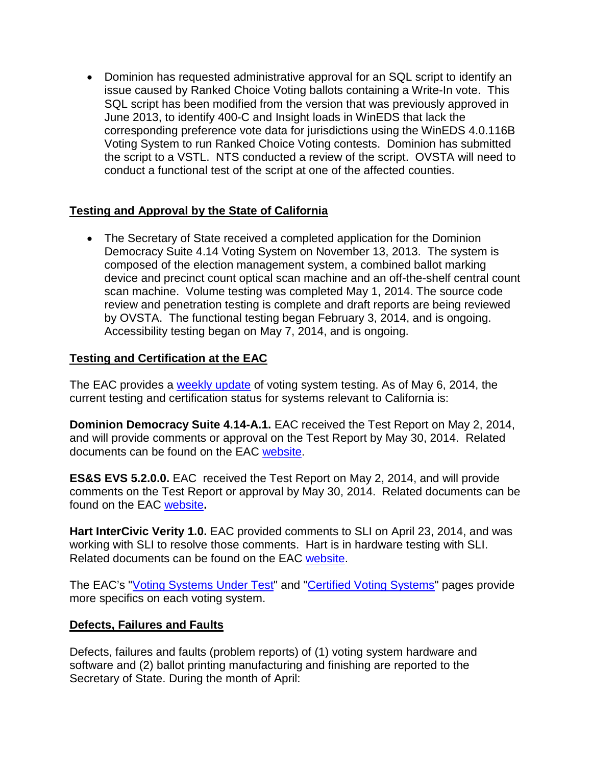- Dominion has requested administrative approval for an SQL script to identify an issue caused by Ranked Choice Voting ballots containing a Write-In vote. This SQL script has been modified from the version that was previously approved in June 2013, to identify 400-C and Insight loads in WinEDS that lack the corresponding preference vote data for jurisdictions using the WinEDS 4.0.116B Voting System to run Ranked Choice Voting contests. Dominion has submitted the script to a VSTL. NTS conducted a review of the script. OVSTA will need to conduct a functional test of the script at one of the affected counties.

## Testing and Approval by the State of California

- The Secretary of State received a completed application for the Dominion Democracy Suite 4.14 Voting System on November 13, 2013. The system is composed of the election management system, a combined ballot marking device and precinct count optical scan machine and an off-the-shelf central count scan machine. Volume testing was completed May 1, 2014. The source code review and penetration testing is complete and draft reports are being reviewed by OVSTA. The functional testing began February 3, 2014, and is ongoing. Accessibility testing began on May 7, 2014, and is ongoing.

## Testing and Certification at the EAC

The EAC provides a weekly update of voting system testing. As of May 6, 2014, the current testing and certification status for systems relevant to California is:

**Dominion Democracy Suite 4.14-A.1.** EAC received the Test Report on May 2, 2014, and will provide comments or approval on the Test Report by May 30, 2014. Related documents can be found on the EAC website.

**ES&S EVS 5.2.0.0.** EAC received the Test Report on May 2, 2014, and will provide comments on the Test Report or approval by May 30, 2014. Related documents can be found on the EAC website**.**

**Hart InterCivic Verity 1.0.** EAC provided comments to SLI on April 23, 2014, and was working with SLI to resolve those comments. Hart is in hardware testing with SLI. Related documents can be found on the EAC website.

The EAC's "Voting Systems Under Test" and "Certified Voting Systems" pages provide more specifics on each voting system.

## Defects, Failures and Faults

Defects, failures and faults (problem reports) of (1) voting system hardware and software and (2) ballot printing manufacturing and finishing are reported to the Secretary of State. During the month of April: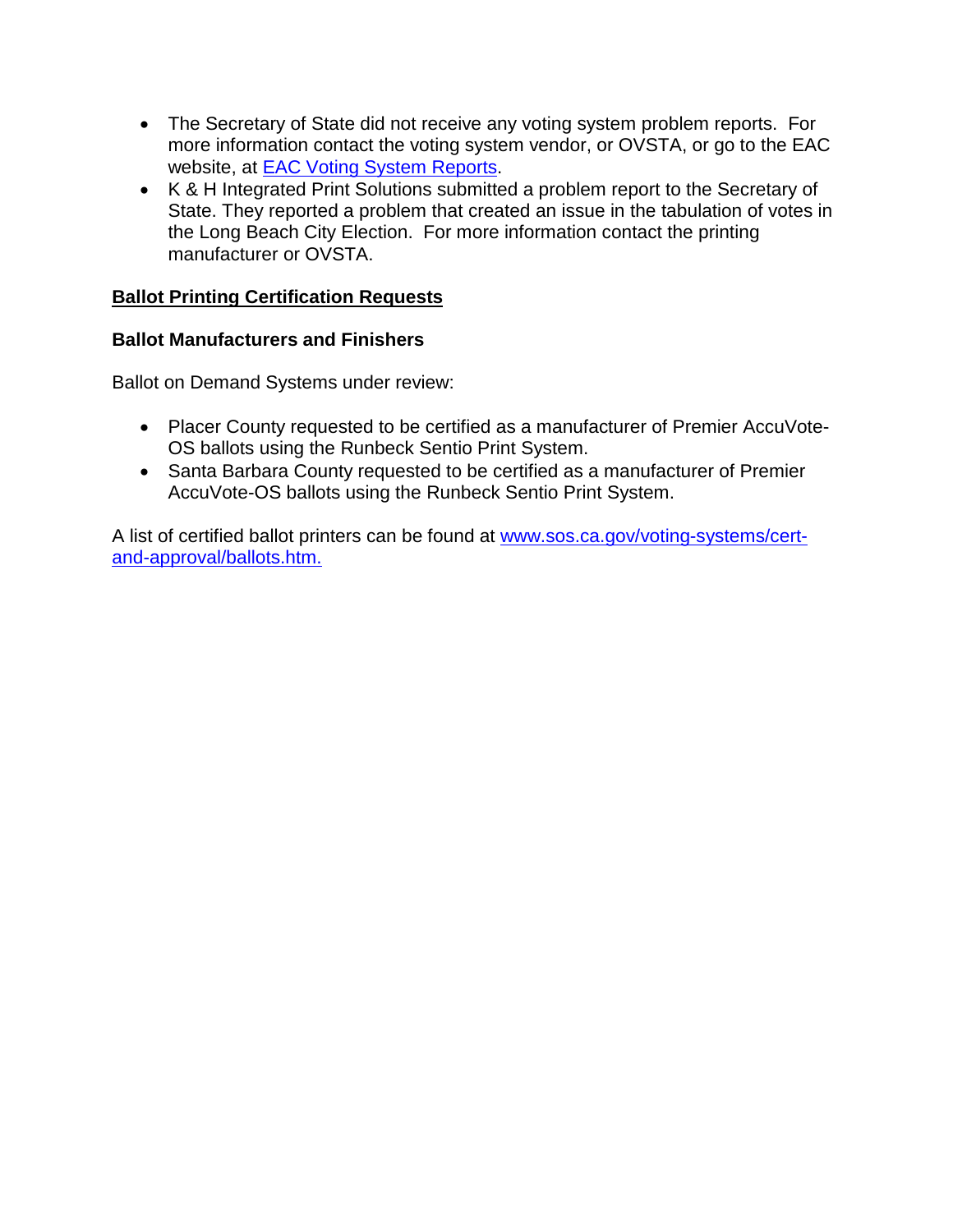- The Secretary of State did not receive any voting system problem reports. For more information contact the voting system vendor, or OVSTA, or go to the EAC website, at [EAC Voting System Reports](EAC Voting System Reports).
- K & H Integrated Print Solutions submitted a problem report to the Secretary of State. They reported a problem that created an issue in the tabulation of votes in the Long Beach City Election. For more information contact the printing manufacturer or OVSTA.

## Ballot Printing Certification Requests

### Ballot Manufacturers and Finishers

Ballot on Demand Systems under review:

- Placer County requested to be certified as a manufacturer of Premier AccuVote-OS ballots using the Runbeck Sentio Print System.
- Santa Barbara County requested to be certified as a manufacturer of Premier AccuVote-OS ballots using the Runbeck Sentio Print System.

A list of certified ballot printers can be found at [www.sos.ca.gov/voting-systems/cert-and-approval/ballots.htm.](www.sos.ca.gov/voting-systems/cert-and-approval/ballots.htm)